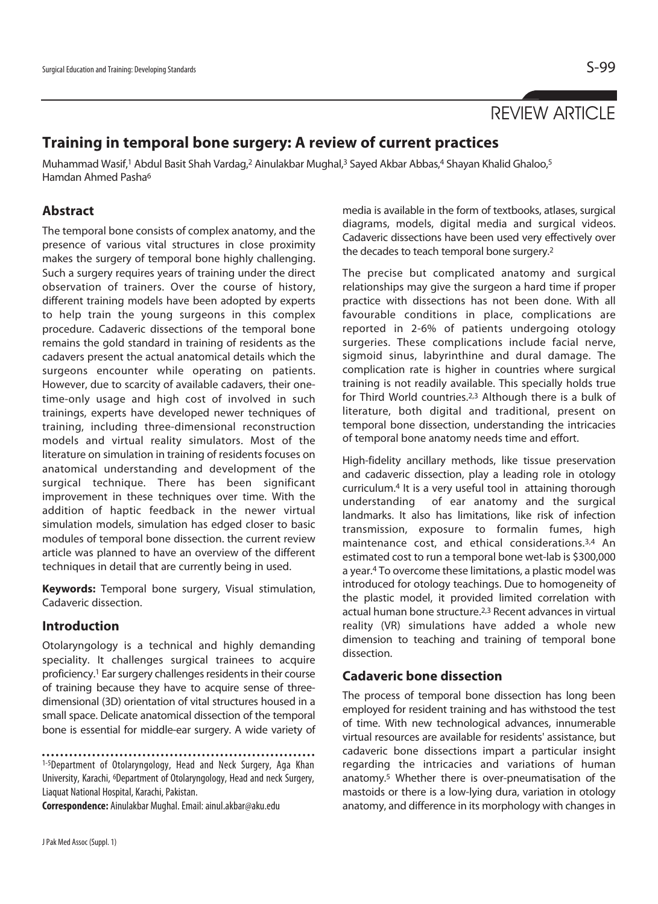REVIEW ARTICLE

# Training in temporal bone surgery: A review of current practices

Muhammad Wasif,[1] Abdul Basit Shah Vardag,[2] Ainulakbar Mughal,[3] Sayed Akbar Abbas,[4] Shayan Khalid Ghaloo,[5] Hamdan Ahmed Pasha[6]

## Abstract

The temporal bone consists of complex anatomy, and the presence of various vital structures in close proximity makes the surgery of temporal bone highly challenging. Such a surgery requires years of training under the direct observation of trainers. Over the course of history, different training models have been adopted by experts to help train the young surgeons in this complex procedure. Cadaveric dissections of the temporal bone remains the gold standard in training of residents as the cadavers present the actual anatomical details which the surgeons encounter while operating on patients. However, due to scarcity of available cadavers, their one-time-only usage and high cost of involved in such trainings, experts have developed newer techniques of training, including three-dimensional reconstruction models and virtual reality simulators. Most of the literature on simulation in training of residents focuses on anatomical understanding and development of the surgical technique. There has been significant improvement in these techniques over time. With the addition of haptic feedback in the newer virtual simulation models, simulation has edged closer to basic modules of temporal bone dissection. the current review article was planned to have an overview of the different techniques in detail that are currently being in used.

**Keywords:** Temporal bone surgery, Visual stimulation, Cadaveric dissection.

## Introduction

Otolaryngology is a technical and highly demanding speciality. It challenges surgical trainees to acquire proficiency.[1] Ear surgery challenges residents in their course of training because they have to acquire sense of three-dimensional (3D) orientation of vital structures housed in a small space. Delicate anatomical dissection of the temporal bone is essential for middle-ear surgery. A wide variety of media is available in the form of textbooks, atlases, surgical diagrams, models, digital media and surgical videos. Cadaveric dissections have been used very effectively over the decades to teach temporal bone surgery.[2]

The precise but complicated anatomy and surgical relationships may give the surgeon a hard time if proper practice with dissections has not been done. With all favourable conditions in place, complications are reported in 2-6% of patients undergoing otology surgeries. These complications include facial nerve, sigmoid sinus, labyrinthine and dural damage. The complication rate is higher in countries where surgical training is not readily available. This specially holds true for Third World countries.[2,3] Although there is a bulk of literature, both digital and traditional, present on temporal bone dissection, understanding the intricacies of temporal bone anatomy needs time and effort.

High-fidelity ancillary methods, like tissue preservation and cadaveric dissection, play a leading role in otology curriculum.[4] It is a very useful tool in attaining thorough understanding of ear anatomy and the surgical landmarks. It also has limitations, like risk of infection transmission, exposure to formalin fumes, high maintenance cost, and ethical considerations.[3,4] An estimated cost to run a temporal bone wet-lab is $300,000 a year.[4] To overcome these limitations, a plastic model was introduced for otology teachings. Due to homogeneity of the plastic model, it provided limited correlation with actual human bone structure.[2,3] Recent advances in virtual reality (VR) simulations have added a whole new dimension to teaching and training of temporal bone dissection.

## Cadaveric bone dissection

The process of temporal bone dissection has long been employed for resident training and has withstood the test of time. With new technological advances, innumerable virtual resources are available for residents' assistance, but cadaveric bone dissections impart a particular insight regarding the intricacies and variations of human anatomy.[5] Whether there is over-pneumatisation of the mastoids or there is a low-lying dura, variation in otology anatomy, and difference in its morphology with changes in

---

[1-5]Department of Otolaryngology, Head and Neck Surgery, Aga Khan University, Karachi, [6]Department of Otolaryngology, Head and neck Surgery, Liaquat National Hospital, Karachi, Pakistan.

**Correspondence:** Ainulakbar Mughal. Email: ainul.akbar@aku.edu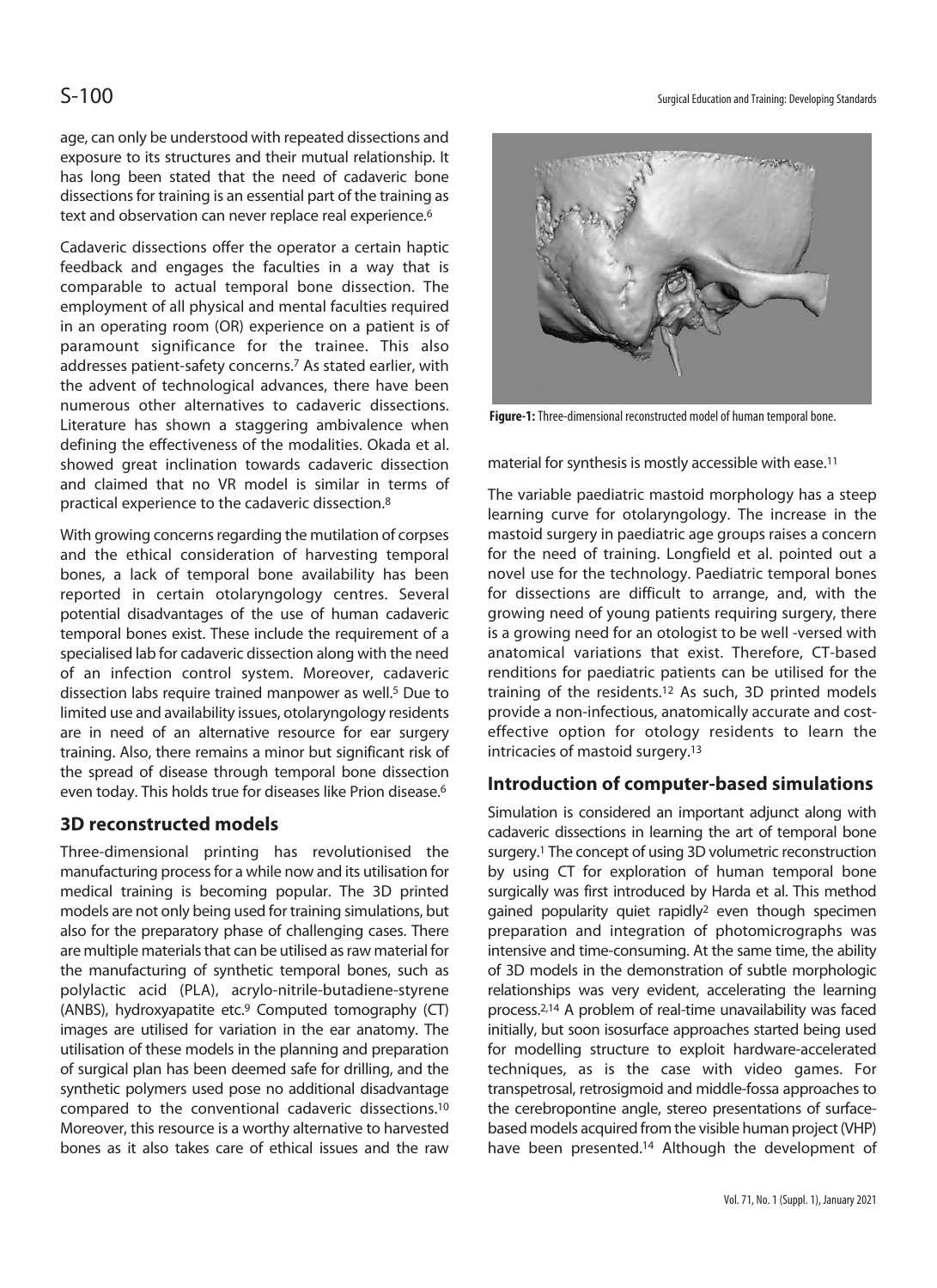age, can only be understood with repeated dissections and exposure to its structures and their mutual relationship. It has long been stated that the need of cadaveric bone dissections for training is an essential part of the training as text and observation can never replace real experience.[6]

Cadaveric dissections offer the operator a certain haptic feedback and engages the faculties in a way that is comparable to actual temporal bone dissection. The employment of all physical and mental faculties required in an operating room (OR) experience on a patient is of paramount significance for the trainee. This also addresses patient-safety concerns.[7] As stated earlier, with the advent of technological advances, there have been numerous other alternatives to cadaveric dissections. Literature has shown a staggering ambivalence when defining the effectiveness of the modalities. Okada et al. showed great inclination towards cadaveric dissection and claimed that no VR model is similar in terms of practical experience to the cadaveric dissection.[8]

With growing concerns regarding the mutilation of corpses and the ethical consideration of harvesting temporal bones, a lack of temporal bone availability has been reported in certain otolaryngology centres. Several potential disadvantages of the use of human cadaveric temporal bones exist. These include the requirement of a specialised lab for cadaveric dissection along with the need of an infection control system. Moreover, cadaveric dissection labs require trained manpower as well.[5] Due to limited use and availability issues, otolaryngology residents are in need of an alternative resource for ear surgery training. Also, there remains a minor but significant risk of the spread of disease through temporal bone dissection even today. This holds true for diseases like Prion disease.[6]

## 3D reconstructed models

Three-dimensional printing has revolutionised the manufacturing process for a while now and its utilisation for medical training is becoming popular. The 3D printed models are not only being used for training simulations, but also for the preparatory phase of challenging cases. There are multiple materials that can be utilised as raw material for the manufacturing of synthetic temporal bones, such as polylactic acid (PLA), acrylo-nitrile-butadiene-styrene (ANBS), hydroxyapatite etc.[9] Computed tomography (CT) images are utilised for variation in the ear anatomy. The utilisation of these models in the planning and preparation of surgical plan has been deemed safe for drilling, and the synthetic polymers used pose no additional disadvantage compared to the conventional cadaveric dissections.[10] Moreover, this resource is a worthy alternative to harvested bones as it also takes care of ethical issues and the raw material for synthesis is mostly accessible with ease.[11]

**Figure-1:** Three-dimensional reconstructed model of human temporal bone.

The variable paediatric mastoid morphology has a steep learning curve for otolaryngology. The increase in the mastoid surgery in paediatric age groups raises a concern for the need of training. Longfield et al. pointed out a novel use for the technology. Paediatric temporal bones for dissections are difficult to arrange, and, with the growing need of young patients requiring surgery, there is a growing need for an otologist to be well -versed with anatomical variations that exist. Therefore, CT-based renditions for paediatric patients can be utilised for the training of the residents.[12] As such, 3D printed models provide a non-infectious, anatomically accurate and cost-effective option for otology residents to learn the intricacies of mastoid surgery.[13]

## Introduction of computer-based simulations

Simulation is considered an important adjunct along with cadaveric dissections in learning the art of temporal bone surgery.[1] The concept of using 3D volumetric reconstruction by using CT for exploration of human temporal bone surgically was first introduced by Harda et al. This method gained popularity quiet rapidly[2] even though specimen preparation and integration of photomicrographs was intensive and time-consuming. At the same time, the ability of 3D models in the demonstration of subtle morphologic relationships was very evident, accelerating the learning process.[2,14] A problem of real-time unavailability was faced initially, but soon isosurface approaches started being used for modelling structure to exploit hardware-accelerated techniques, as is the case with video games. For transpetrosal, retrosigmoid and middle-fossa approaches to the cerebropontine angle, stereo presentations of surface-based models acquired from the visible human project (VHP) have been presented.[14] Although the development of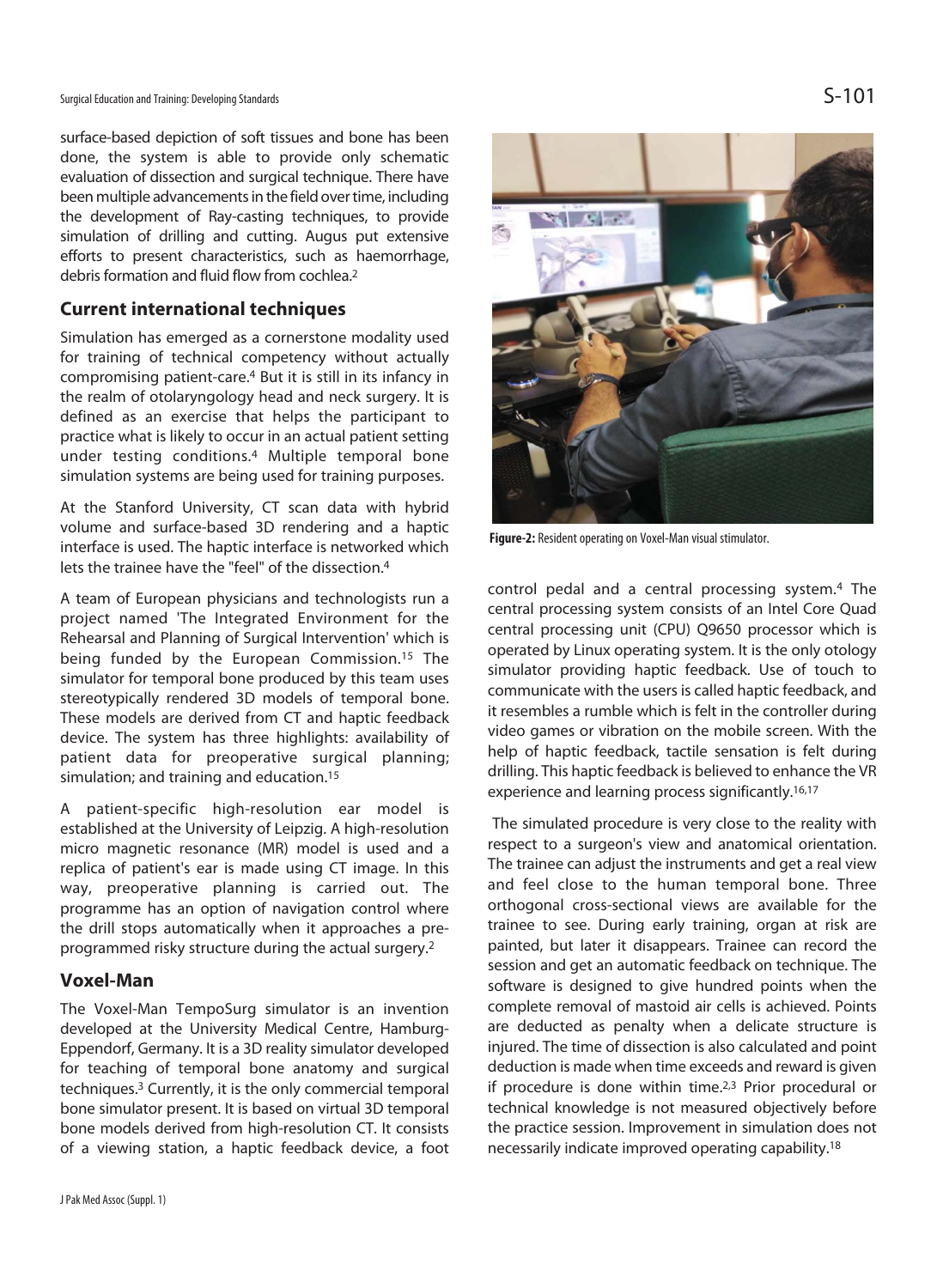surface-based depiction of soft tissues and bone has been done, the system is able to provide only schematic evaluation of dissection and surgical technique. There have been multiple advancements in the field over time, including the development of Ray-casting techniques, to provide simulation of drilling and cutting. Augus put extensive efforts to present characteristics, such as haemorrhage, debris formation and fluid flow from cochlea.[2]

## Current international techniques

Simulation has emerged as a cornerstone modality used for training of technical competency without actually compromising patient-care.[4] But it is still in its infancy in the realm of otolaryngology head and neck surgery. It is defined as an exercise that helps the participant to practice what is likely to occur in an actual patient setting under testing conditions.[4] Multiple temporal bone simulation systems are being used for training purposes.

At the Stanford University, CT scan data with hybrid volume and surface-based 3D rendering and a haptic interface is used. The haptic interface is networked which lets the trainee have the "feel" of the dissection.[4]

A team of European physicians and technologists run a project named 'The Integrated Environment for the Rehearsal and Planning of Surgical Intervention' which is being funded by the European Commission.[15] The simulator for temporal bone produced by this team uses stereotypically rendered 3D models of temporal bone. These models are derived from CT and haptic feedback device. The system has three highlights: availability of patient data for preoperative surgical planning; simulation; and training and education.[15]

A patient-specific high-resolution ear model is established at the University of Leipzig. A high-resolution micro magnetic resonance (MR) model is used and a replica of patient's ear is made using CT image. In this way, preoperative planning is carried out. The programme has an option of navigation control where the drill stops automatically when it approaches a pre-programmed risky structure during the actual surgery.[2]

## Voxel-Man

The Voxel-Man TempoSurg simulator is an invention developed at the University Medical Centre, Hamburg-Eppendorf, Germany. It is a 3D reality simulator developed for teaching of temporal bone anatomy and surgical techniques.[3] Currently, it is the only commercial temporal bone simulator present. It is based on virtual 3D temporal bone models derived from high-resolution CT. It consists of a viewing station, a haptic feedback device, a foot control pedal and a central processing system.[4] The central processing system consists of an Intel Core Quad central processing unit (CPU) Q9650 processor which is operated by Linux operating system. It is the only otology simulator providing haptic feedback. Use of touch to communicate with the users is called haptic feedback, and it resembles a rumble which is felt in the controller during video games or vibration on the mobile screen. With the help of haptic feedback, tactile sensation is felt during drilling. This haptic feedback is believed to enhance the VR experience and learning process significantly.[16,17]

**Figure-2:** Resident operating on Voxel-Man visual stimulator.

The simulated procedure is very close to the reality with respect to a surgeon's view and anatomical orientation. The trainee can adjust the instruments and get a real view and feel close to the human temporal bone. Three orthogonal cross-sectional views are available for the trainee to see. During early training, organ at risk are painted, but later it disappears. Trainee can record the session and get an automatic feedback on technique. The software is designed to give hundred points when the complete removal of mastoid air cells is achieved. Points are deducted as penalty when a delicate structure is injured. The time of dissection is also calculated and point deduction is made when time exceeds and reward is given if procedure is done within time.[2,3] Prior procedural or technical knowledge is not measured objectively before the practice session. Improvement in simulation does not necessarily indicate improved operating capability.[18]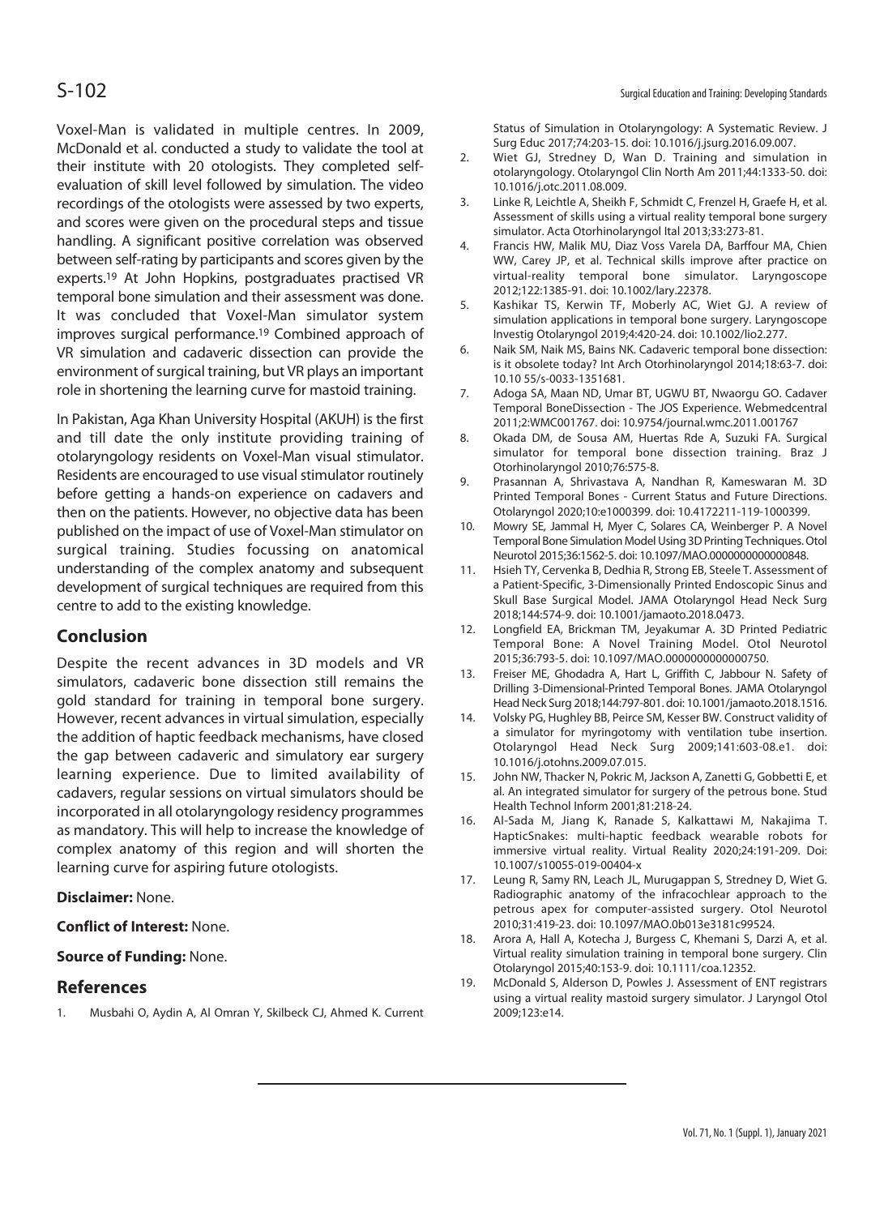Voxel-Man is validated in multiple centres. In 2009, McDonald et al. conducted a study to validate the tool at their institute with 20 otologists. They completed self-evaluation of skill level followed by simulation. The video recordings of the otologists were assessed by two experts, and scores were given on the procedural steps and tissue handling. A significant positive correlation was observed between self-rating by participants and scores given by the experts.[19] At John Hopkins, postgraduates practised VR temporal bone simulation and their assessment was done. It was concluded that Voxel-Man simulator system improves surgical performance.[19] Combined approach of VR simulation and cadaveric dissection can provide the environment of surgical training, but VR plays an important role in shortening the learning curve for mastoid training.

In Pakistan, Aga Khan University Hospital (AKUH) is the first and till date the only institute providing training of otolaryngology residents on Voxel-Man visual stimulator. Residents are encouraged to use visual stimulator routinely before getting a hands-on experience on cadavers and then on the patients. However, no objective data has been published on the impact of use of Voxel-Man stimulator on surgical training. Studies focussing on anatomical understanding of the complex anatomy and subsequent development of surgical techniques are required from this centre to add to the existing knowledge.

## Conclusion

Despite the recent advances in 3D models and VR simulators, cadaveric bone dissection still remains the gold standard for training in temporal bone surgery. However, recent advances in virtual simulation, especially the addition of haptic feedback mechanisms, have closed the gap between cadaveric and simulatory ear surgery learning experience. Due to limited availability of cadavers, regular sessions on virtual simulators should be incorporated in all otolaryngology residency programmes as mandatory. This will help to increase the knowledge of complex anatomy of this region and will shorten the learning curve for aspiring future otologists.

**Disclaimer:** None.

**Conflict of Interest:** None.

**Source of Funding:** None.

## References

1. Musbahi O, Aydin A, Al Omran Y, Skilbeck CJ, Ahmed K. Current Status of Simulation in Otolaryngology: A Systematic Review. J Surg Educ 2017;74:203-15. doi: 10.1016/j.jsurg.2016.09.007.
2. Wiet GJ, Stredney D, Wan D. Training and simulation in otolaryngology. Otolaryngol Clin North Am 2011;44:1333-50. doi: 10.1016/j.otc.2011.08.009.
3. Linke R, Leichtle A, Sheikh F, Schmidt C, Frenzel H, Graefe H, et al. Assessment of skills using a virtual reality temporal bone surgery simulator. Acta Otorhinolaryngol Ital 2013;33:273-81.
4. Francis HW, Malik MU, Diaz Voss Varela DA, Barffour MA, Chien WW, Carey JP, et al. Technical skills improve after practice on virtual-reality temporal bone simulator. Laryngoscope 2012;122:1385-91. doi: 10.1002/lary.22378.
5. Kashikar TS, Kerwin TF, Moberly AC, Wiet GJ. A review of simulation applications in temporal bone surgery. Laryngoscope Investig Otolaryngol 2019;4:420-24. doi: 10.1002/lio2.277.
6. Naik SM, Naik MS, Bains NK. Cadaveric temporal bone dissection: is it obsolete today? Int Arch Otorhinolaryngol 2014;18:63-7. doi: 10.10 55/s-0033-1351681.
7. Adoga SA, Maan ND, Umar BT, UGWU BT, Nwaorgu GO. Cadaver Temporal BoneDissection - The JOS Experience. Webmedcentral 2011;2:WMC001767. doi: 10.9754/journal.wmc.2011.001767
8. Okada DM, de Sousa AM, Huertas Rde A, Suzuki FA. Surgical simulator for temporal bone dissection training. Braz J Otorhinolaryngol 2010;76:575-8.
9. Prasannan A, Shrivastava A, Nandhan R, Kameswaran M. 3D Printed Temporal Bones - Current Status and Future Directions. Otolaryngol 2020;10:e1000399. doi: 10.4172211-119-1000399.
10. Mowry SE, Jammal H, Myer C, Solares CA, Weinberger P. A Novel Temporal Bone Simulation Model Using 3D Printing Techniques. Otol Neurotol 2015;36:1562-5. doi: 10.1097/MAO.0000000000000848.
11. Hsieh TY, Cervenka B, Dedhia R, Strong EB, Steele T. Assessment of a Patient-Specific, 3-Dimensionally Printed Endoscopic Sinus and Skull Base Surgical Model. JAMA Otolaryngol Head Neck Surg 2018;144:574-9. doi: 10.1001/jamaoto.2018.0473.
12. Longfield EA, Brickman TM, Jeyakumar A. 3D Printed Pediatric Temporal Bone: A Novel Training Model. Otol Neurotol 2015;36:793-5. doi: 10.1097/MAO.0000000000000750.
13. Freiser ME, Ghodadra A, Hart L, Griffith C, Jabbour N. Safety of Drilling 3-Dimensional-Printed Temporal Bones. JAMA Otolaryngol Head Neck Surg 2018;144:797-801. doi: 10.1001/jamaoto.2018.1516.
14. Volsky PG, Hughley BB, Peirce SM, Kesser BW. Construct validity of a simulator for myringotomy with ventilation tube insertion. Otolaryngol Head Neck Surg 2009;141:603-08.e1. doi: 10.1016/j.otohns.2009.07.015.
15. John NW, Thacker N, Pokric M, Jackson A, Zanetti G, Gobbetti E, et al. An integrated simulator for surgery of the petrous bone. Stud Health Technol Inform 2001;81:218-24.
16. Al-Sada M, Jiang K, Ranade S, Kalkattawi M, Nakajima T. HapticSnakes: multi-haptic feedback wearable robots for immersive virtual reality. Virtual Reality 2020;24:191-209. Doi: 10.1007/s10055-019-00404-x
17. Leung R, Samy RN, Leach JL, Murugappan S, Stredney D, Wiet G. Radiographic anatomy of the infracochlear approach to the petrous apex for computer-assisted surgery. Otol Neurotol 2010;31:419-23. doi: 10.1097/MAO.0b013e3181c99524.
18. Arora A, Hall A, Kotecha J, Burgess C, Khemani S, Darzi A, et al. Virtual reality simulation training in temporal bone surgery. Clin Otolaryngol 2015;40:153-9. doi: 10.1111/coa.12352.
19. McDonald S, Alderson D, Powles J. Assessment of ENT registrars using a virtual reality mastoid surgery simulator. J Laryngol Otol 2009;123:e14.